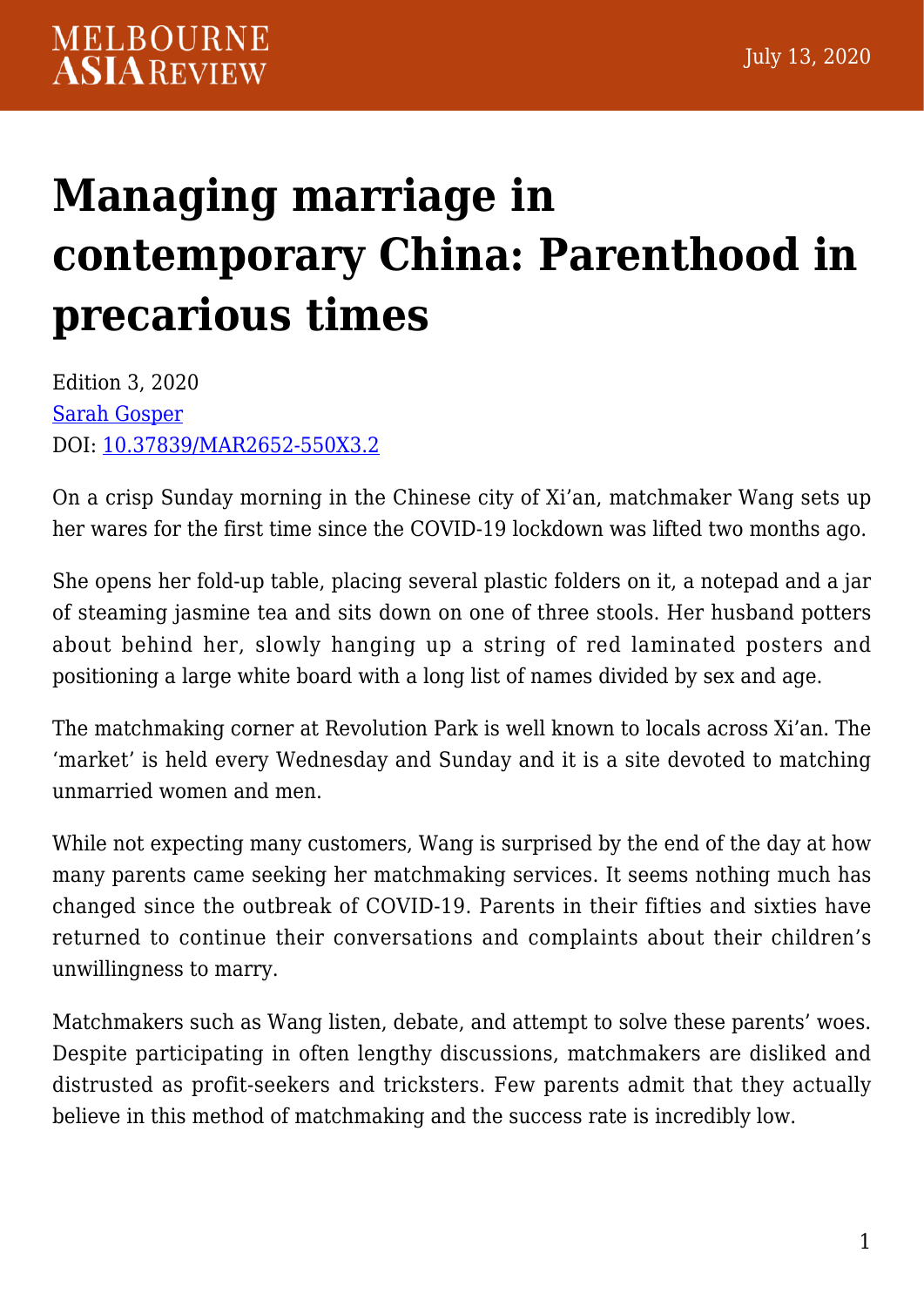# Managing marriage in contemporary China: Parenthood in precarious times

Edition 3, 2020
Sarah Gosper
DOI: 10.37839/MAR2652-550X3.2

On a crisp Sunday morning in the Chinese city of Xi'an, matchmaker Wang sets up her wares for the first time since the COVID-19 lockdown was lifted two months ago.

She opens her fold-up table, placing several plastic folders on it, a notepad and a jar of steaming jasmine tea and sits down on one of three stools. Her husband potters about behind her, slowly hanging up a string of red laminated posters and positioning a large white board with a long list of names divided by sex and age.

The matchmaking corner at Revolution Park is well known to locals across Xi'an. The 'market' is held every Wednesday and Sunday and it is a site devoted to matching unmarried women and men.

While not expecting many customers, Wang is surprised by the end of the day at how many parents came seeking her matchmaking services. It seems nothing much has changed since the outbreak of COVID-19. Parents in their fifties and sixties have returned to continue their conversations and complaints about their children's unwillingness to marry.

Matchmakers such as Wang listen, debate, and attempt to solve these parents' woes. Despite participating in often lengthy discussions, matchmakers are disliked and distrusted as profit-seekers and tricksters. Few parents admit that they actually believe in this method of matchmaking and the success rate is incredibly low.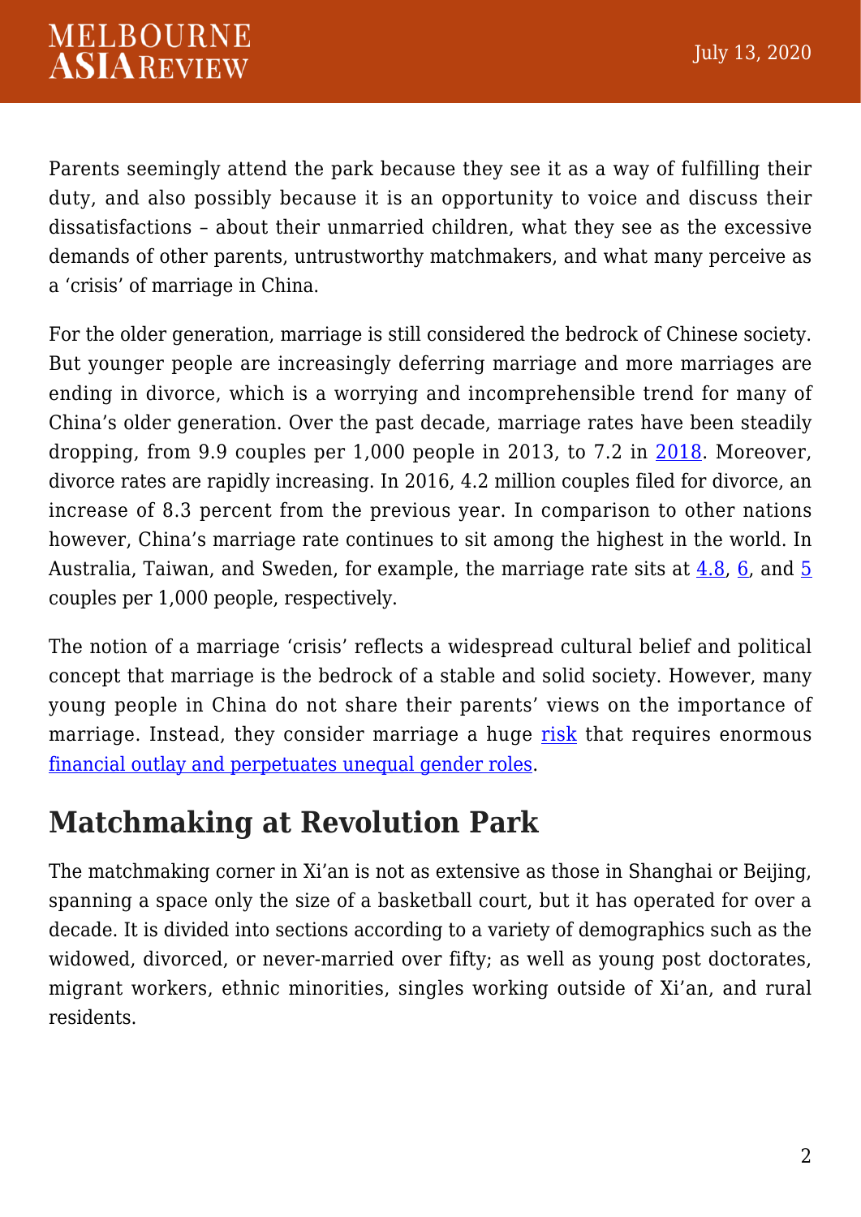Parents seemingly attend the park because they see it as a way of fulfilling their duty, and also possibly because it is an opportunity to voice and discuss their dissatisfactions – about their unmarried children, what they see as the excessive demands of other parents, untrustworthy matchmakers, and what many perceive as a 'crisis' of marriage in China.

For the older generation, marriage is still considered the bedrock of Chinese society. But younger people are increasingly deferring marriage and more marriages are ending in divorce, which is a worrying and incomprehensible trend for many of China's older generation. Over the past decade, marriage rates have been steadily dropping, from 9.9 couples per 1,000 people in 2013, to 7.2 in 2018. Moreover, divorce rates are rapidly increasing. In 2016, 4.2 million couples filed for divorce, an increase of 8.3 percent from the previous year. In comparison to other nations however, China's marriage rate continues to sit among the highest in the world. In Australia, Taiwan, and Sweden, for example, the marriage rate sits at 4.8, 6, and 5 couples per 1,000 people, respectively.

The notion of a marriage 'crisis' reflects a widespread cultural belief and political concept that marriage is the bedrock of a stable and solid society. However, many young people in China do not share their parents' views on the importance of marriage. Instead, they consider marriage a huge risk that requires enormous financial outlay and perpetuates unequal gender roles.

## Matchmaking at Revolution Park

The matchmaking corner in Xi'an is not as extensive as those in Shanghai or Beijing, spanning a space only the size of a basketball court, but it has operated for over a decade. It is divided into sections according to a variety of demographics such as the widowed, divorced, or never-married over fifty; as well as young post doctorates, migrant workers, ethnic minorities, singles working outside of Xi'an, and rural residents.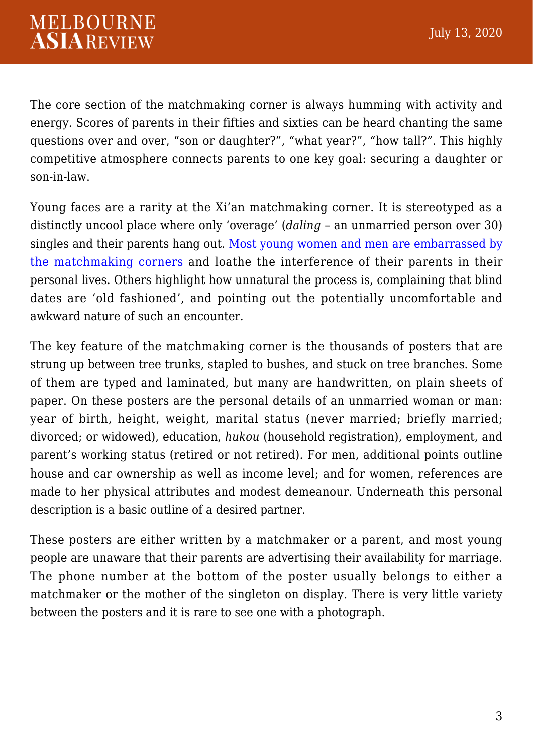The core section of the matchmaking corner is always humming with activity and energy. Scores of parents in their fifties and sixties can be heard chanting the same questions over and over, "son or daughter?", "what year?", "how tall?". This highly competitive atmosphere connects parents to one key goal: securing a daughter or son-in-law.

Young faces are a rarity at the Xi'an matchmaking corner. It is stereotyped as a distinctly uncool place where only 'overage' (*daling* – an unmarried person over 30) singles and their parents hang out. [Most young women and men are embarrassed by the matchmaking corners] and loathe the interference of their parents in their personal lives. Others highlight how unnatural the process is, complaining that blind dates are 'old fashioned', and pointing out the potentially uncomfortable and awkward nature of such an encounter.

The key feature of the matchmaking corner is the thousands of posters that are strung up between tree trunks, stapled to bushes, and stuck on tree branches. Some of them are typed and laminated, but many are handwritten, on plain sheets of paper. On these posters are the personal details of an unmarried woman or man: year of birth, height, weight, marital status (never married; briefly married; divorced; or widowed), education, *hukou* (household registration), employment, and parent's working status (retired or not retired). For men, additional points outline house and car ownership as well as income level; and for women, references are made to her physical attributes and modest demeanour. Underneath this personal description is a basic outline of a desired partner.

These posters are either written by a matchmaker or a parent, and most young people are unaware that their parents are advertising their availability for marriage. The phone number at the bottom of the poster usually belongs to either a matchmaker or the mother of the singleton on display. There is very little variety between the posters and it is rare to see one with a photograph.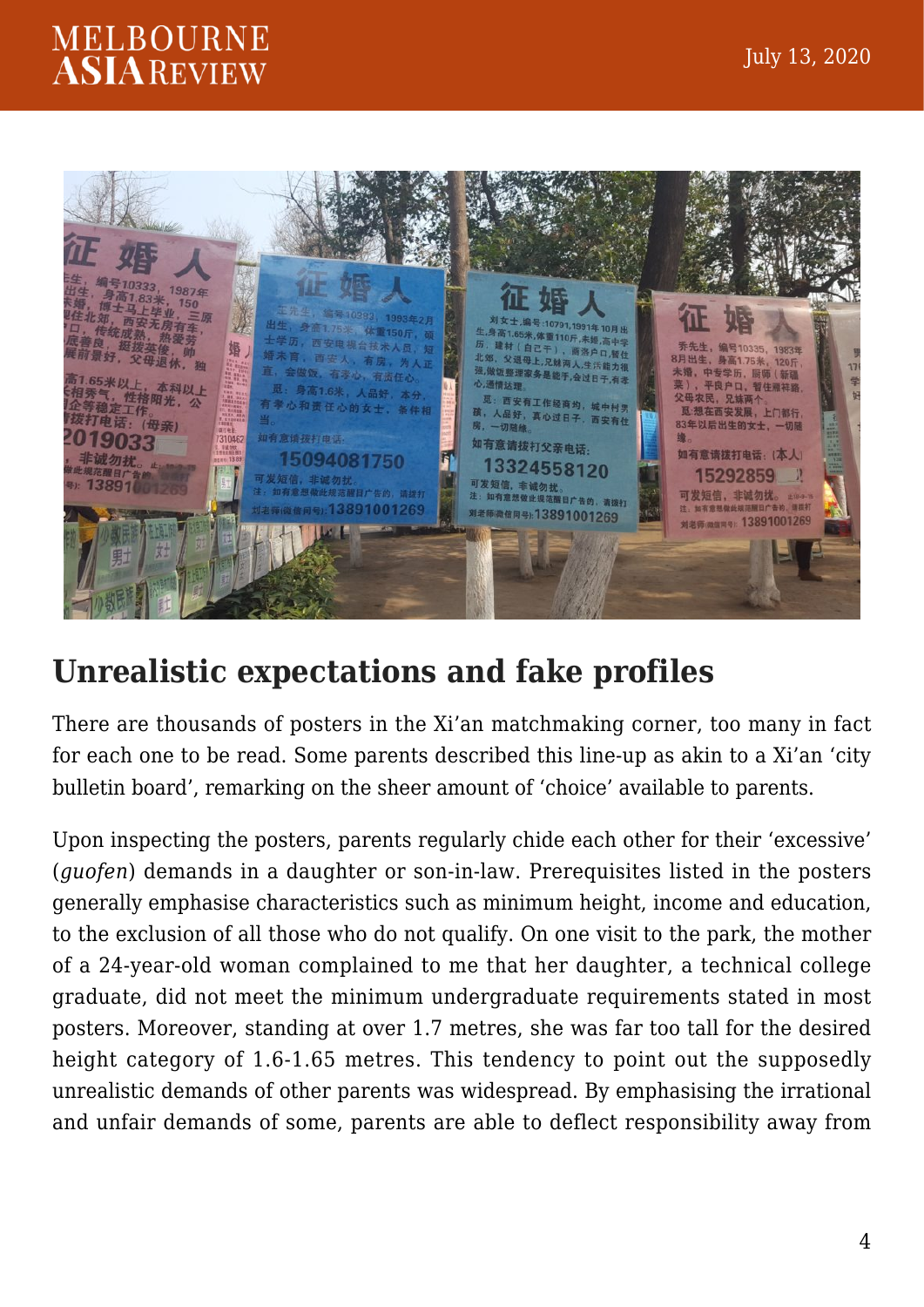## Unrealistic expectations and fake profiles

There are thousands of posters in the Xi'an matchmaking corner, too many in fact for each one to be read. Some parents described this line-up as akin to a Xi'an 'city bulletin board', remarking on the sheer amount of 'choice' available to parents.

Upon inspecting the posters, parents regularly chide each other for their 'excessive' (*guofen*) demands in a daughter or son-in-law. Prerequisites listed in the posters generally emphasise characteristics such as minimum height, income and education, to the exclusion of all those who do not qualify. On one visit to the park, the mother of a 24-year-old woman complained to me that her daughter, a technical college graduate, did not meet the minimum undergraduate requirements stated in most posters. Moreover, standing at over 1.7 metres, she was far too tall for the desired height category of 1.6-1.65 metres. This tendency to point out the supposedly unrealistic demands of other parents was widespread. By emphasising the irrational and unfair demands of some, parents are able to deflect responsibility away from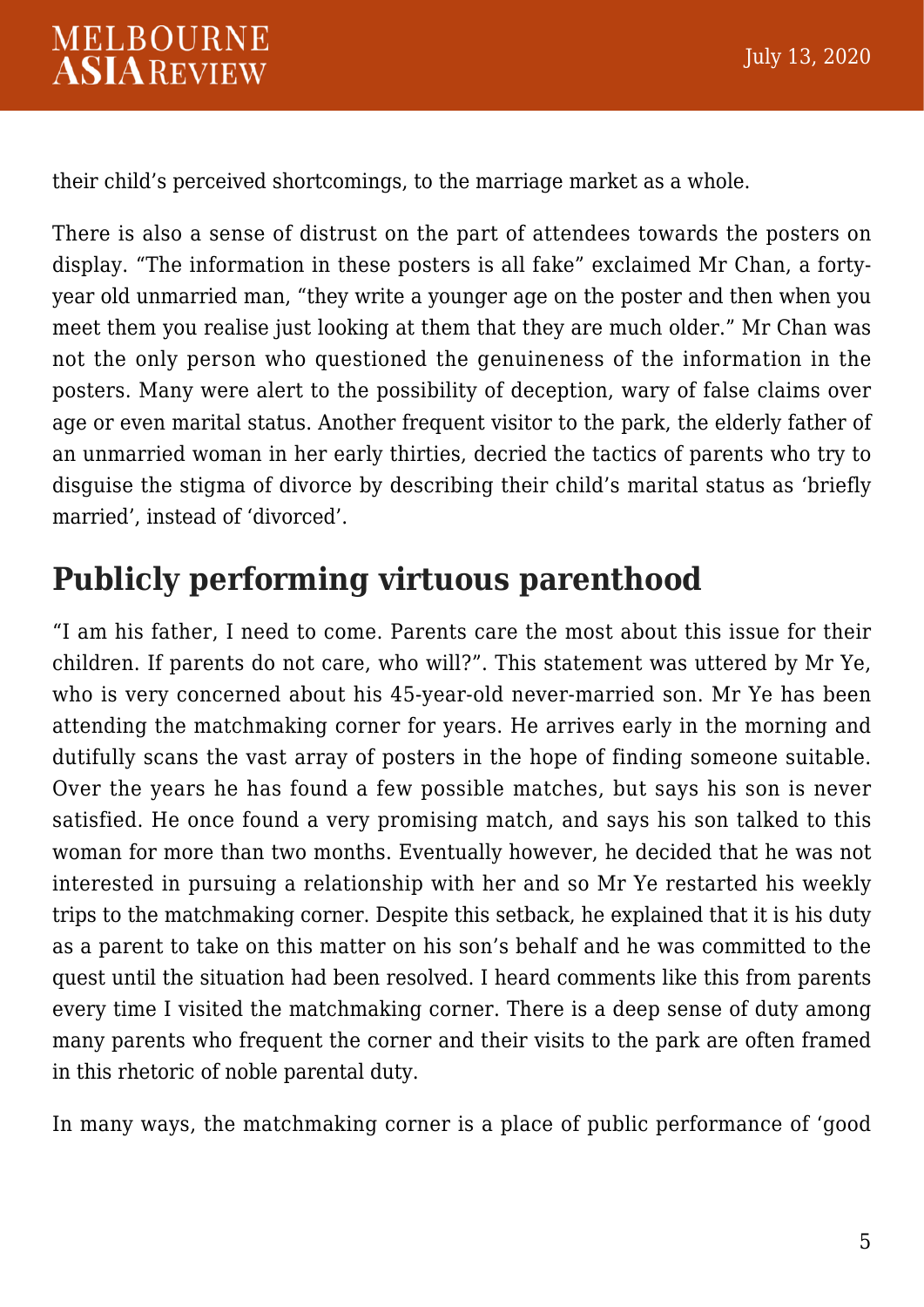their child's perceived shortcomings, to the marriage market as a whole.

There is also a sense of distrust on the part of attendees towards the posters on display. "The information in these posters is all fake" exclaimed Mr Chan, a forty-year old unmarried man, "they write a younger age on the poster and then when you meet them you realise just looking at them that they are much older." Mr Chan was not the only person who questioned the genuineness of the information in the posters. Many were alert to the possibility of deception, wary of false claims over age or even marital status. Another frequent visitor to the park, the elderly father of an unmarried woman in her early thirties, decried the tactics of parents who try to disguise the stigma of divorce by describing their child's marital status as 'briefly married', instead of 'divorced'.

## Publicly performing virtuous parenthood

"I am his father, I need to come. Parents care the most about this issue for their children. If parents do not care, who will?". This statement was uttered by Mr Ye, who is very concerned about his 45-year-old never-married son. Mr Ye has been attending the matchmaking corner for years. He arrives early in the morning and dutifully scans the vast array of posters in the hope of finding someone suitable. Over the years he has found a few possible matches, but says his son is never satisfied. He once found a very promising match, and says his son talked to this woman for more than two months. Eventually however, he decided that he was not interested in pursuing a relationship with her and so Mr Ye restarted his weekly trips to the matchmaking corner. Despite this setback, he explained that it is his duty as a parent to take on this matter on his son's behalf and he was committed to the quest until the situation had been resolved. I heard comments like this from parents every time I visited the matchmaking corner. There is a deep sense of duty among many parents who frequent the corner and their visits to the park are often framed in this rhetoric of noble parental duty.

In many ways, the matchmaking corner is a place of public performance of 'good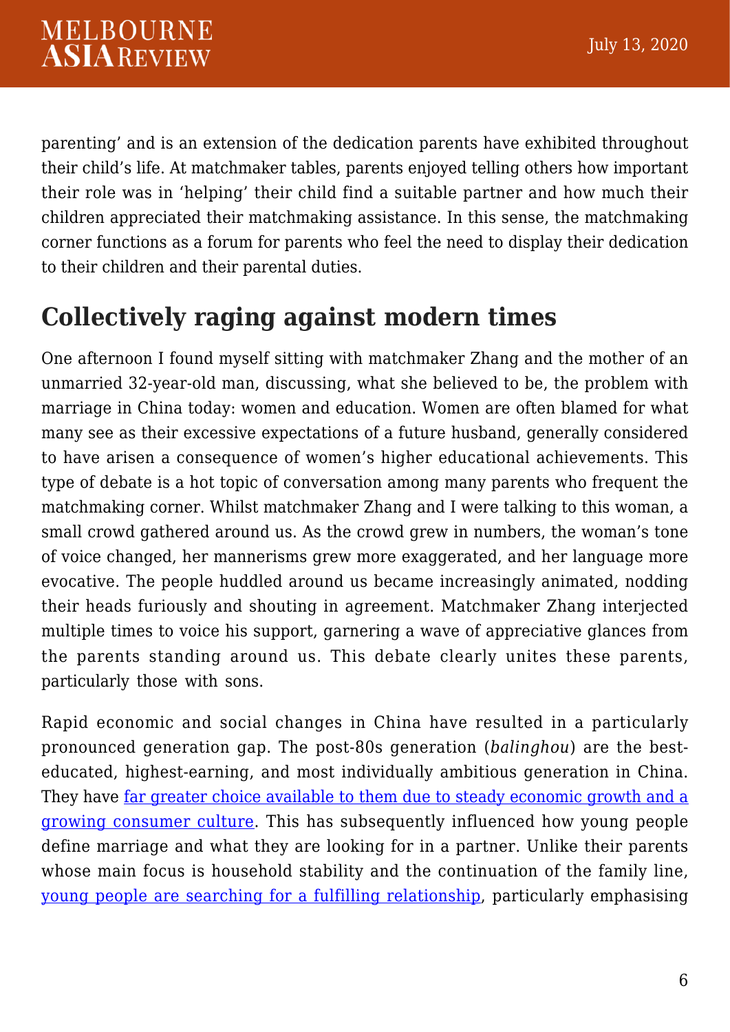parenting' and is an extension of the dedication parents have exhibited throughout their child's life. At matchmaker tables, parents enjoyed telling others how important their role was in 'helping' their child find a suitable partner and how much their children appreciated their matchmaking assistance. In this sense, the matchmaking corner functions as a forum for parents who feel the need to display their dedication to their children and their parental duties.

## Collectively raging against modern times

One afternoon I found myself sitting with matchmaker Zhang and the mother of an unmarried 32-year-old man, discussing, what she believed to be, the problem with marriage in China today: women and education. Women are often blamed for what many see as their excessive expectations of a future husband, generally considered to have arisen a consequence of women's higher educational achievements. This type of debate is a hot topic of conversation among many parents who frequent the matchmaking corner. Whilst matchmaker Zhang and I were talking to this woman, a small crowd gathered around us. As the crowd grew in numbers, the woman's tone of voice changed, her mannerisms grew more exaggerated, and her language more evocative. The people huddled around us became increasingly animated, nodding their heads furiously and shouting in agreement. Matchmaker Zhang interjected multiple times to voice his support, garnering a wave of appreciative glances from the parents standing around us. This debate clearly unites these parents, particularly those with sons.

Rapid economic and social changes in China have resulted in a particularly pronounced generation gap. The post-80s generation (*balinghou*) are the best-educated, highest-earning, and most individually ambitious generation in China. They have far greater choice available to them due to steady economic growth and a growing consumer culture. This has subsequently influenced how young people define marriage and what they are looking for in a partner. Unlike their parents whose main focus is household stability and the continuation of the family line, young people are searching for a fulfilling relationship, particularly emphasising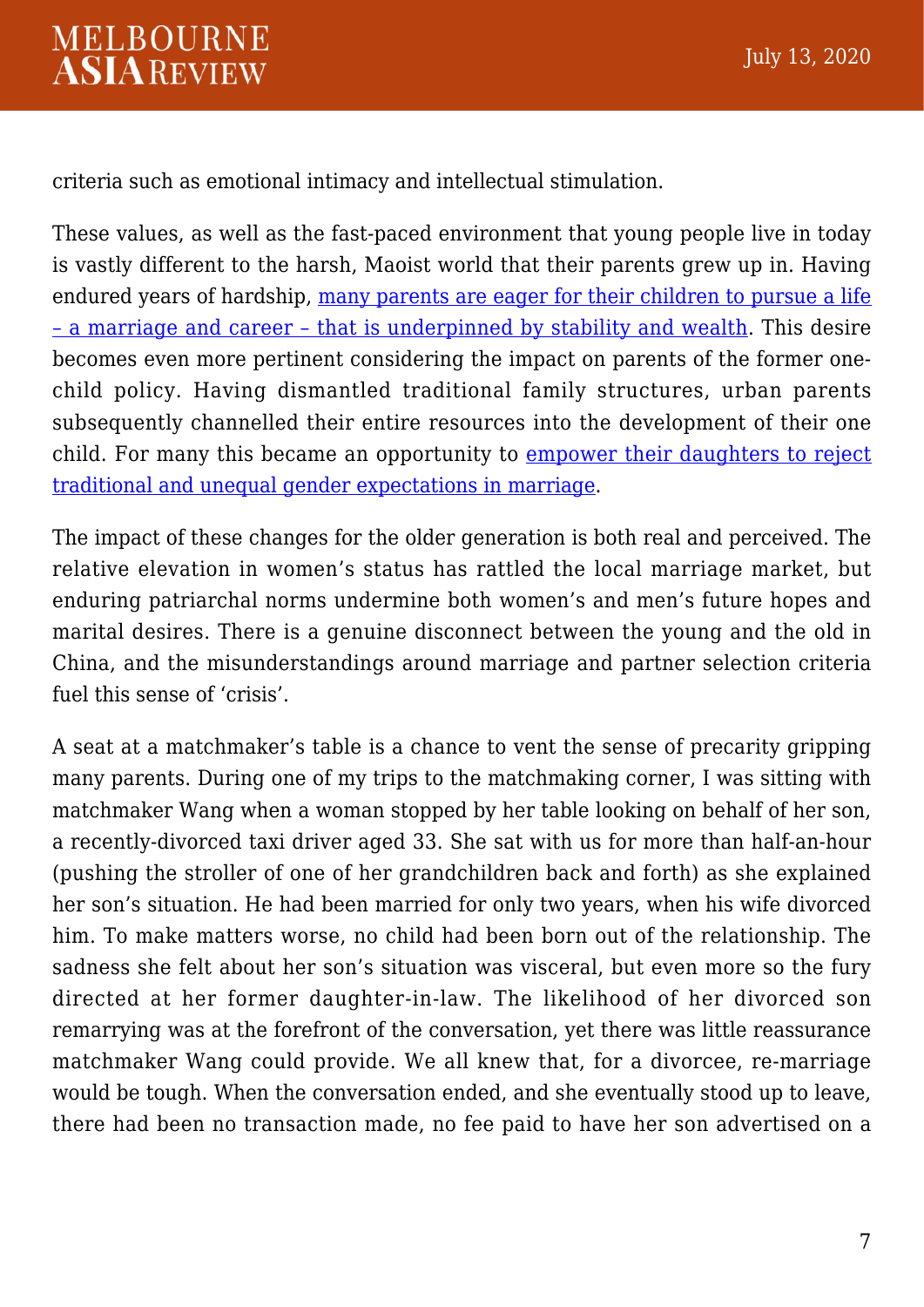criteria such as emotional intimacy and intellectual stimulation.

These values, as well as the fast-paced environment that young people live in today is vastly different to the harsh, Maoist world that their parents grew up in. Having endured years of hardship, many parents are eager for their children to pursue a life – a marriage and career – that is underpinned by stability and wealth. This desire becomes even more pertinent considering the impact on parents of the former one-child policy. Having dismantled traditional family structures, urban parents subsequently channelled their entire resources into the development of their one child. For many this became an opportunity to empower their daughters to reject traditional and unequal gender expectations in marriage.

The impact of these changes for the older generation is both real and perceived. The relative elevation in women's status has rattled the local marriage market, but enduring patriarchal norms undermine both women's and men's future hopes and marital desires. There is a genuine disconnect between the young and the old in China, and the misunderstandings around marriage and partner selection criteria fuel this sense of 'crisis'.

A seat at a matchmaker's table is a chance to vent the sense of precarity gripping many parents. During one of my trips to the matchmaking corner, I was sitting with matchmaker Wang when a woman stopped by her table looking on behalf of her son, a recently-divorced taxi driver aged 33. She sat with us for more than half-an-hour (pushing the stroller of one of her grandchildren back and forth) as she explained her son's situation. He had been married for only two years, when his wife divorced him. To make matters worse, no child had been born out of the relationship. The sadness she felt about her son's situation was visceral, but even more so the fury directed at her former daughter-in-law. The likelihood of her divorced son remarrying was at the forefront of the conversation, yet there was little reassurance matchmaker Wang could provide. We all knew that, for a divorcee, re-marriage would be tough. When the conversation ended, and she eventually stood up to leave, there had been no transaction made, no fee paid to have her son advertised on a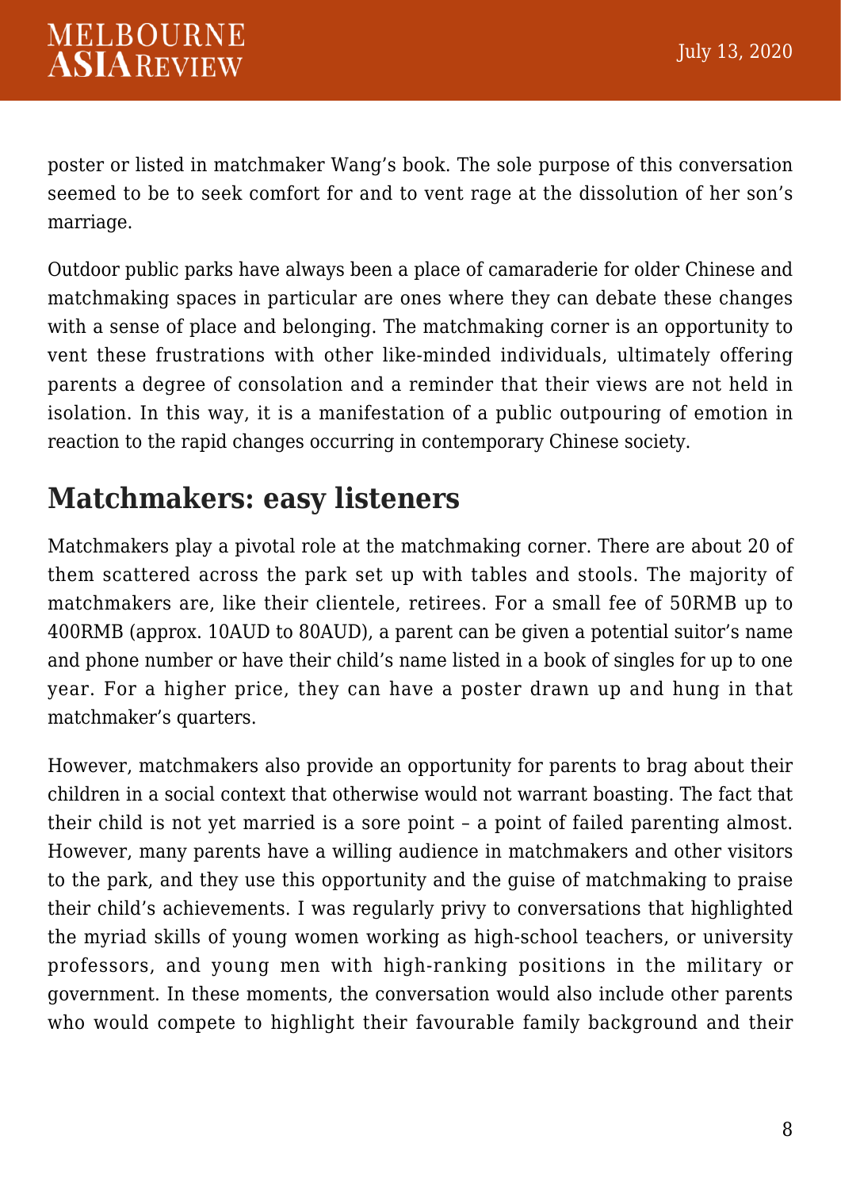poster or listed in matchmaker Wang's book. The sole purpose of this conversation seemed to be to seek comfort for and to vent rage at the dissolution of her son's marriage.

Outdoor public parks have always been a place of camaraderie for older Chinese and matchmaking spaces in particular are ones where they can debate these changes with a sense of place and belonging. The matchmaking corner is an opportunity to vent these frustrations with other like-minded individuals, ultimately offering parents a degree of consolation and a reminder that their views are not held in isolation. In this way, it is a manifestation of a public outpouring of emotion in reaction to the rapid changes occurring in contemporary Chinese society.

## Matchmakers: easy listeners

Matchmakers play a pivotal role at the matchmaking corner. There are about 20 of them scattered across the park set up with tables and stools. The majority of matchmakers are, like their clientele, retirees. For a small fee of 50RMB up to 400RMB (approx. 10AUD to 80AUD), a parent can be given a potential suitor's name and phone number or have their child's name listed in a book of singles for up to one year. For a higher price, they can have a poster drawn up and hung in that matchmaker's quarters.

However, matchmakers also provide an opportunity for parents to brag about their children in a social context that otherwise would not warrant boasting. The fact that their child is not yet married is a sore point – a point of failed parenting almost. However, many parents have a willing audience in matchmakers and other visitors to the park, and they use this opportunity and the guise of matchmaking to praise their child's achievements. I was regularly privy to conversations that highlighted the myriad skills of young women working as high-school teachers, or university professors, and young men with high-ranking positions in the military or government. In these moments, the conversation would also include other parents who would compete to highlight their favourable family background and their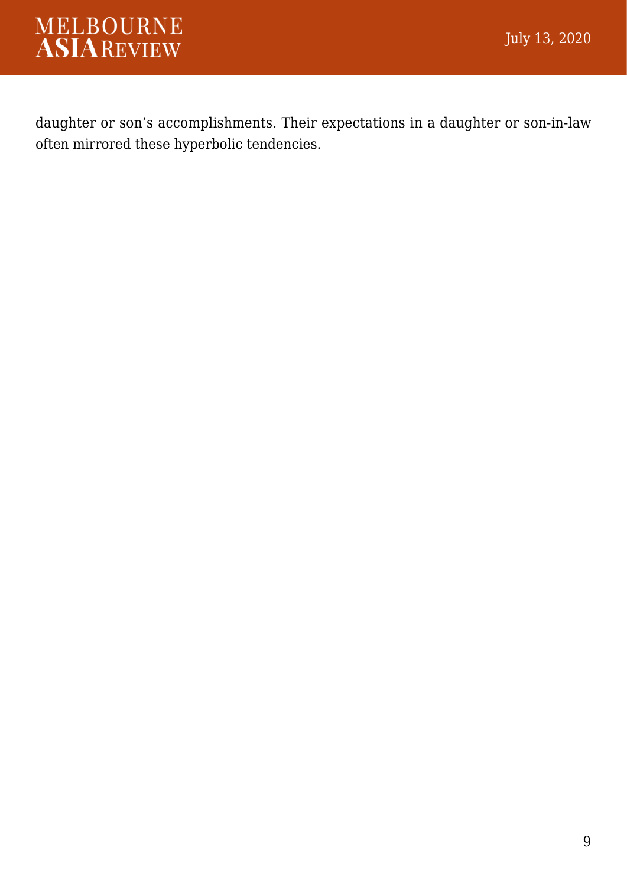daughter or son's accomplishments. Their expectations in a daughter or son-in-law often mirrored these hyperbolic tendencies.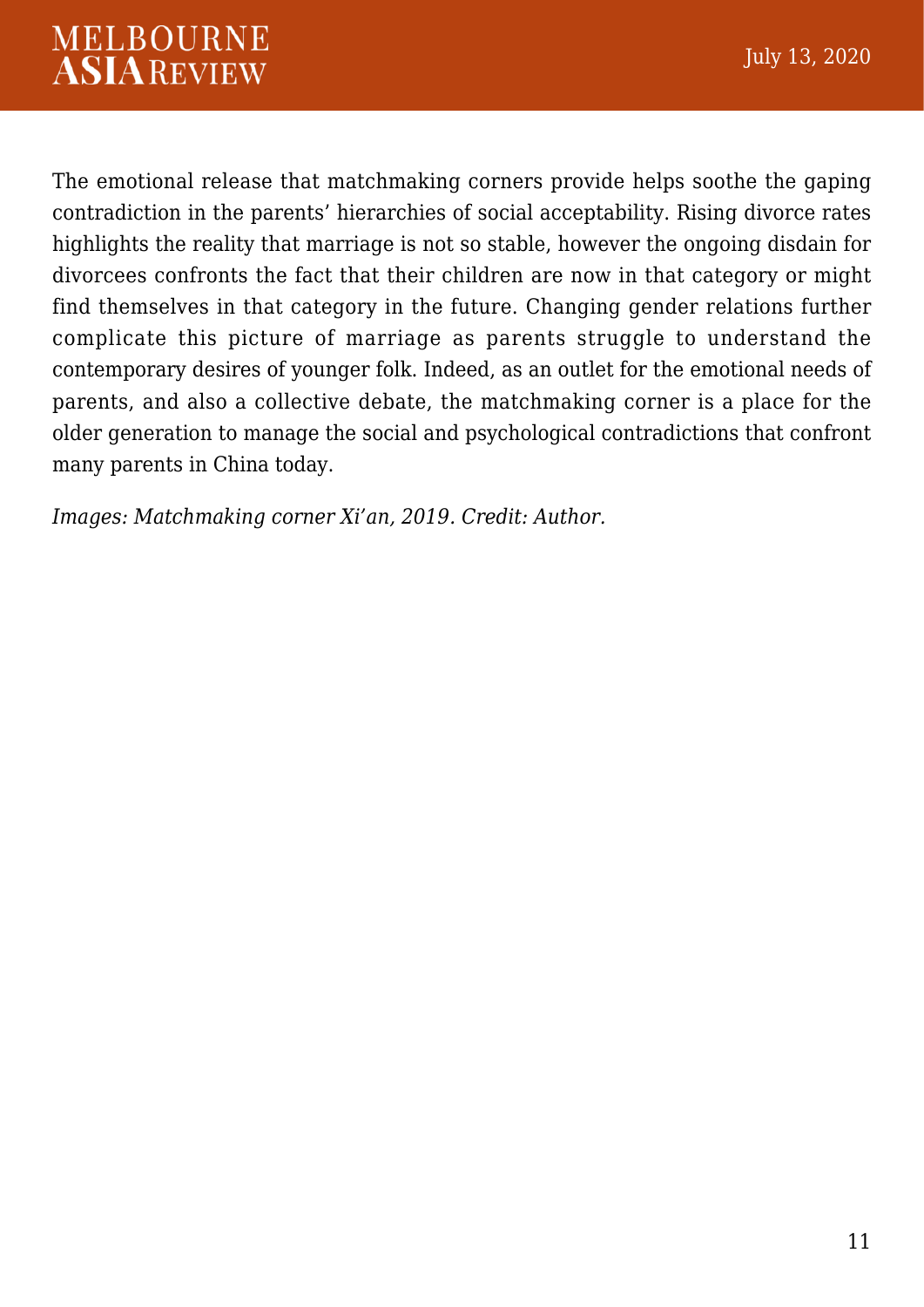The emotional release that matchmaking corners provide helps soothe the gaping contradiction in the parents' hierarchies of social acceptability. Rising divorce rates highlights the reality that marriage is not so stable, however the ongoing disdain for divorcees confronts the fact that their children are now in that category or might find themselves in that category in the future. Changing gender relations further complicate this picture of marriage as parents struggle to understand the contemporary desires of younger folk. Indeed, as an outlet for the emotional needs of parents, and also a collective debate, the matchmaking corner is a place for the older generation to manage the social and psychological contradictions that confront many parents in China today.

*Images: Matchmaking corner Xi'an, 2019. Credit: Author.*